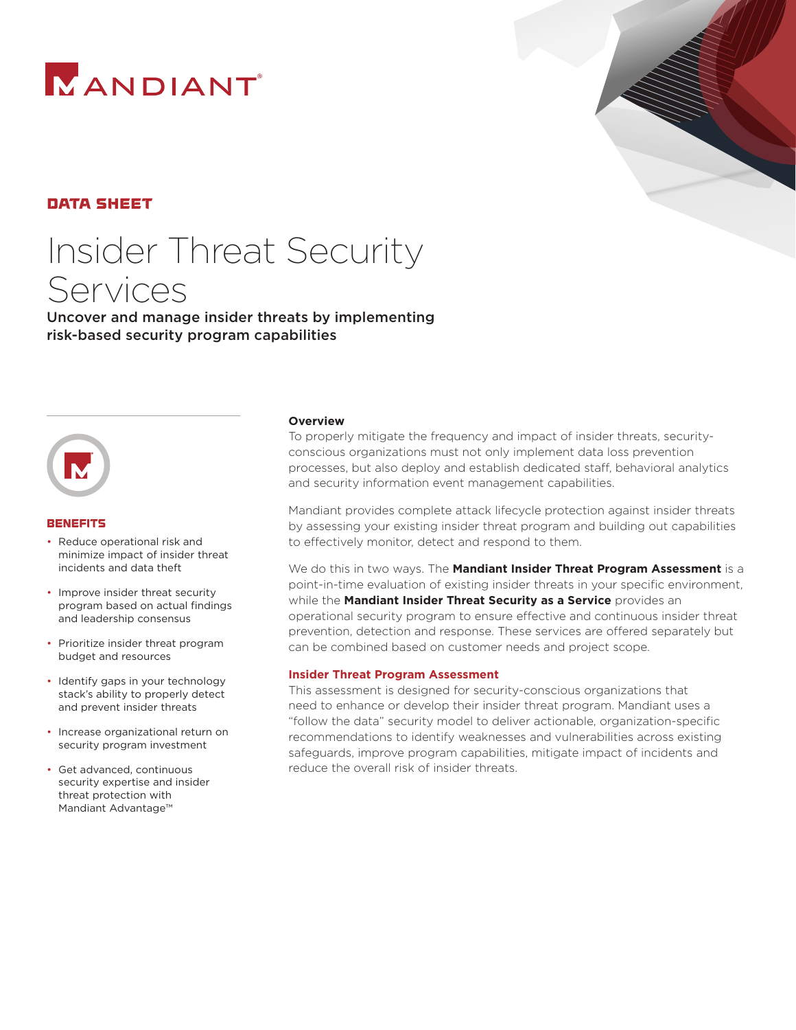MANDIANT®

**DATA SHEET**

# Insider Threat Security Services

**Uncover and manage insider threats by implementing risk-based security program capabilities**

## BENEFITS

- Reduce operational risk and minimize impact of insider threat incidents and data theft
- Improve insider threat security program based on actual findings and leadership consensus
- Prioritize insider threat program budget and resources
- Identify gaps in your technology stack's ability to properly detect and prevent insider threats
- Increase organizational return on security program investment
- Get advanced, continuous security expertise and insider threat protection with Mandiant Advantage™

### Overview

To properly mitigate the frequency and impact of insider threats, security-conscious organizations must not only implement data loss prevention processes, but also deploy and establish dedicated staff, behavioral analytics and security information event management capabilities.

Mandiant provides complete attack lifecycle protection against insider threats by assessing your existing insider threat program and building out capabilities to effectively monitor, detect and respond to them.

We do this in two ways. The **Mandiant Insider Threat Program Assessment** is a point-in-time evaluation of existing insider threats in your specific environment, while the **Mandiant Insider Threat Security as a Service** provides an operational security program to ensure effective and continuous insider threat prevention, detection and response. These services are offered separately but can be combined based on customer needs and project scope.

### Insider Threat Program Assessment

This assessment is designed for security-conscious organizations that need to enhance or develop their insider threat program. Mandiant uses a "follow the data" security model to deliver actionable, organization-specific recommendations to identify weaknesses and vulnerabilities across existing safeguards, improve program capabilities, mitigate impact of incidents and reduce the overall risk of insider threats.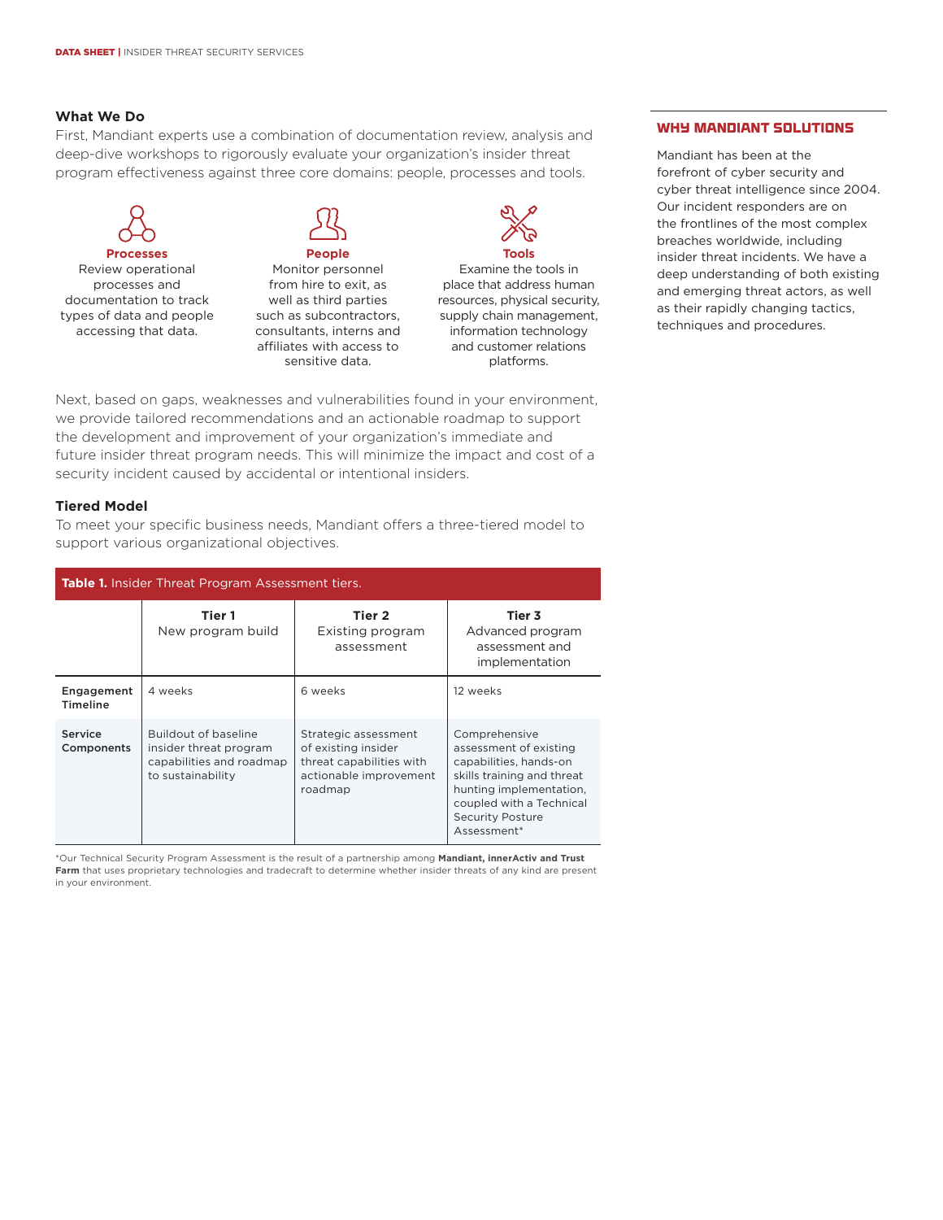## What We Do

First, Mandiant experts use a combination of documentation review, analysis and deep-dive workshops to rigorously evaluate your organization's insider threat program effectiveness against three core domains: people, processes and tools.

**Processes**
Review operational processes and documentation to track types of data and people accessing that data.

**People**
Monitor personnel from hire to exit, as well as third parties such as subcontractors, consultants, interns and affiliates with access to sensitive data.

**Tools**
Examine the tools in place that address human resources, physical security, supply chain management, information technology and customer relations platforms.

Next, based on gaps, weaknesses and vulnerabilities found in your environment, we provide tailored recommendations and an actionable roadmap to support the development and improvement of your organization's immediate and future insider threat program needs. This will minimize the impact and cost of a security incident caused by accidental or intentional insiders.

## Tiered Model

To meet your specific business needs, Mandiant offers a three-tiered model to support various organizational objectives.

**Table 1.** Insider Threat Program Assessment tiers.

| | **Tier 1** New program build | **Tier 2** Existing program assessment | **Tier 3** Advanced program assessment and implementation |
|---|---|---|---|
| **Engagement Timeline** | 4 weeks | 6 weeks | 12 weeks |
| **Service Components** | Buildout of baseline insider threat program capabilities and roadmap to sustainability | Strategic assessment of existing insider threat capabilities with actionable improvement roadmap | Comprehensive assessment of existing capabilities, hands-on skills training and threat hunting implementation, coupled with a Technical Security Posture Assessment* |

*Our Technical Security Program Assessment is the result of a partnership among **Mandiant, innerActiv and Trust Farm** that uses proprietary technologies and tradecraft to determine whether insider threats of any kind are present in your environment.

## WHY MANDIANT SOLUTIONS

Mandiant has been at the forefront of cyber security and cyber threat intelligence since 2004. Our incident responders are on the frontlines of the most complex breaches worldwide, including insider threat incidents. We have a deep understanding of both existing and emerging threat actors, as well as their rapidly changing tactics, techniques and procedures.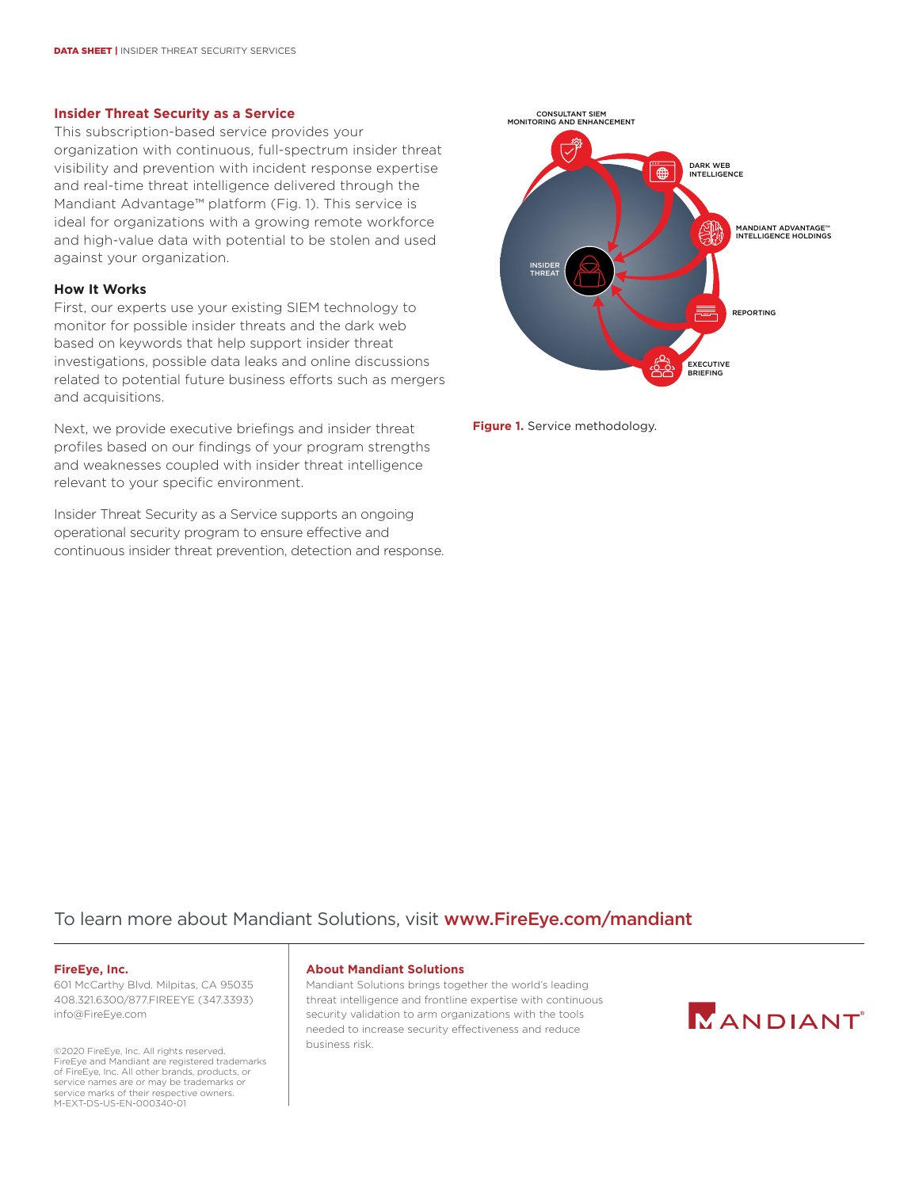### Insider Threat Security as a Service

This subscription-based service provides your organization with continuous, full-spectrum insider threat visibility and prevention with incident response expertise and real-time threat intelligence delivered through the Mandiant Advantage™ platform (Fig. 1). This service is ideal for organizations with a growing remote workforce and high-value data with potential to be stolen and used against your organization.

### How It Works

First, our experts use your existing SIEM technology to monitor for possible insider threats and the dark web based on keywords that help support insider threat investigations, possible data leaks and online discussions related to potential future business efforts such as mergers and acquisitions.

Next, we provide executive briefings and insider threat profiles based on our findings of your program strengths and weaknesses coupled with insider threat intelligence relevant to your specific environment.

Insider Threat Security as a Service supports an ongoing operational security program to ensure effective and continuous insider threat prevention, detection and response.

CONSULTANT SIEM MONITORING AND ENHANCEMENT

DARK WEB INTELLIGENCE

MANDIANT ADVANTAGE™ INTELLIGENCE HOLDINGS

REPORTING

EXECUTIVE BRIEFING

INSIDER THREAT

**Figure 1.** Service methodology.

To learn more about Mandiant Solutions, visit **www.FireEye.com/mandiant**

**FireEye, Inc.**
601 McCarthy Blvd. Milpitas, CA 95035
408.321.6300/877.FIREEYE (347.3393)
info@FireEye.com

©2020 FireEye, Inc. All rights reserved. FireEye and Mandiant are registered trademarks of FireEye, Inc. All other brands, products, or service names are or may be trademarks or service marks of their respective owners.
M-EXT-DS-US-EN-000340-01

**About Mandiant Solutions**

Mandiant Solutions brings together the world's leading threat intelligence and frontline expertise with continuous security validation to arm organizations with the tools needed to increase security effectiveness and reduce business risk.

MANDIANT®